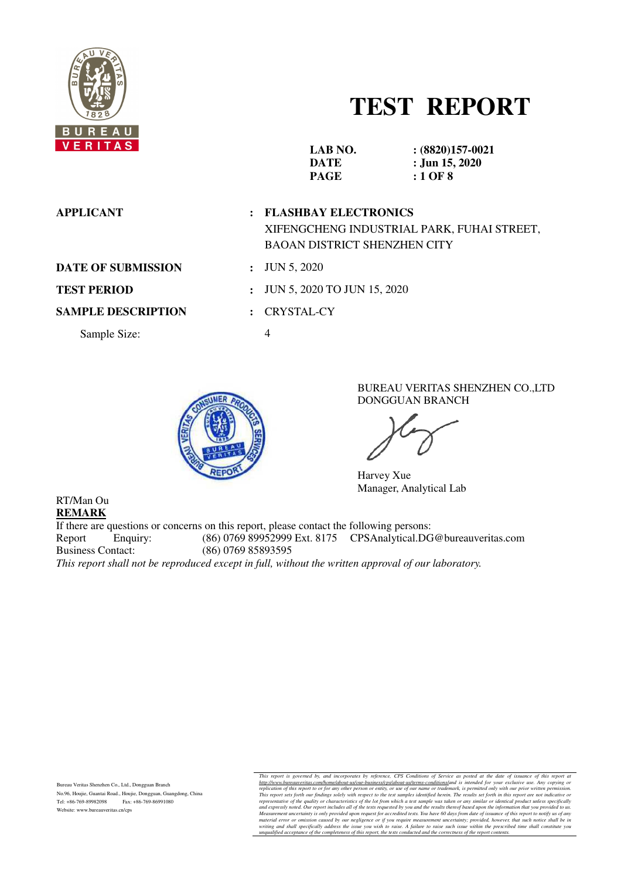# TEST REPORT

**LAB NO.** : **(8820)157-0021**
**DATE** : **Jun 15, 2020**
**PAGE** : **1 OF 8**

| | | |
|---|---|---|
| **APPLICANT** | : | **FLASHBAY ELECTRONICS** XIFENGCHENG INDUSTRIAL PARK, FUHAI STREET, BAOAN DISTRICT SHENZHEN CITY |
| **DATE OF SUBMISSION** | : | JUN 5, 2020 |
| **TEST PERIOD** | : | JUN 5, 2020 TO JUN 15, 2020 |
| **SAMPLE DESCRIPTION** | : | CRYSTAL-CY |
| Sample Size: | | 4 |

BUREAU VERITAS SHENZHEN CO.,LTD
DONGGUAN BRANCH

Harvey Xue
Manager, Analytical Lab

RT/Man Ou

**REMARK**

If there are questions or concerns on this report, please contact the following persons:

Report Enquiry: (86) 0769 89952999 Ext. 8175 CPSAnalytical.DG@bureauveritas.com
Business Contact: (86) 0769 85893595

*This report shall not be reproduced except in full, without the written approval of our laboratory.*

Bureau Veritas Shenzhen Co., Ltd., Dongguan Branch
No.96, Houjie, Guantai Road., Houjie, Dongguan, Guangdong, China
Tel: +86-769-89982098 Fax: +86-769-86991080
Website: www.bureauveritas.cn/cps

*This report is governed by, and incorporates by reference, CPS Conditions of Service as posted at the date of issuance of this report at http://www.bureauveritas.com/home/about-us/our-business/cps/about-us/terms-conditions/and is intended for your exclusive use. Any copying or replication of this report to or for any other person or entity, or use of our name or trademark, is permitted only with our prior written permission. This report sets forth our findings solely with respect to the test samples identified herein. The results set forth in this report are not indicative or representative of the quality or characteristics of the lot from which a test sample was taken or any similar or identical product unless specifically and expressly noted. Our report includes all of the tests requested by you and the results thereof based upon the information that you provided to us. Measurement uncertainty is only provided upon request for accredited tests. You have 60 days from date of issuance of this report to notify us of any material error or omission caused by our negligence or if you require measurement uncertainty; provided, however, that such notice shall be in writing and shall specifically address the issue you wish to raise. A failure to raise such issue within the prescribed time shall constitute you unqualified acceptance of the completeness of this report, the tests conducted and the correctness of the report contents.*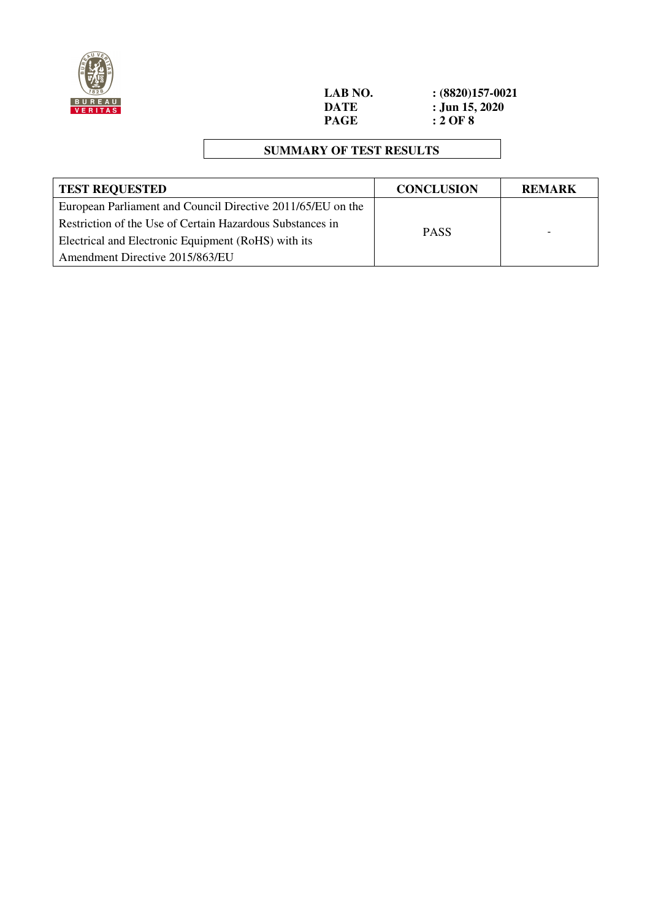**LAB NO.** : (8820)157-0021
**DATE** : Jun 15, 2020

## SUMMARY OF TEST RESULTS

| TEST REQUESTED | CONCLUSION | REMARK |
|---|---|---|
| European Parliament and Council Directive 2011/65/EU on the Restriction of the Use of Certain Hazardous Substances in Electrical and Electronic Equipment (RoHS) with its Amendment Directive 2015/863/EU | PASS | - |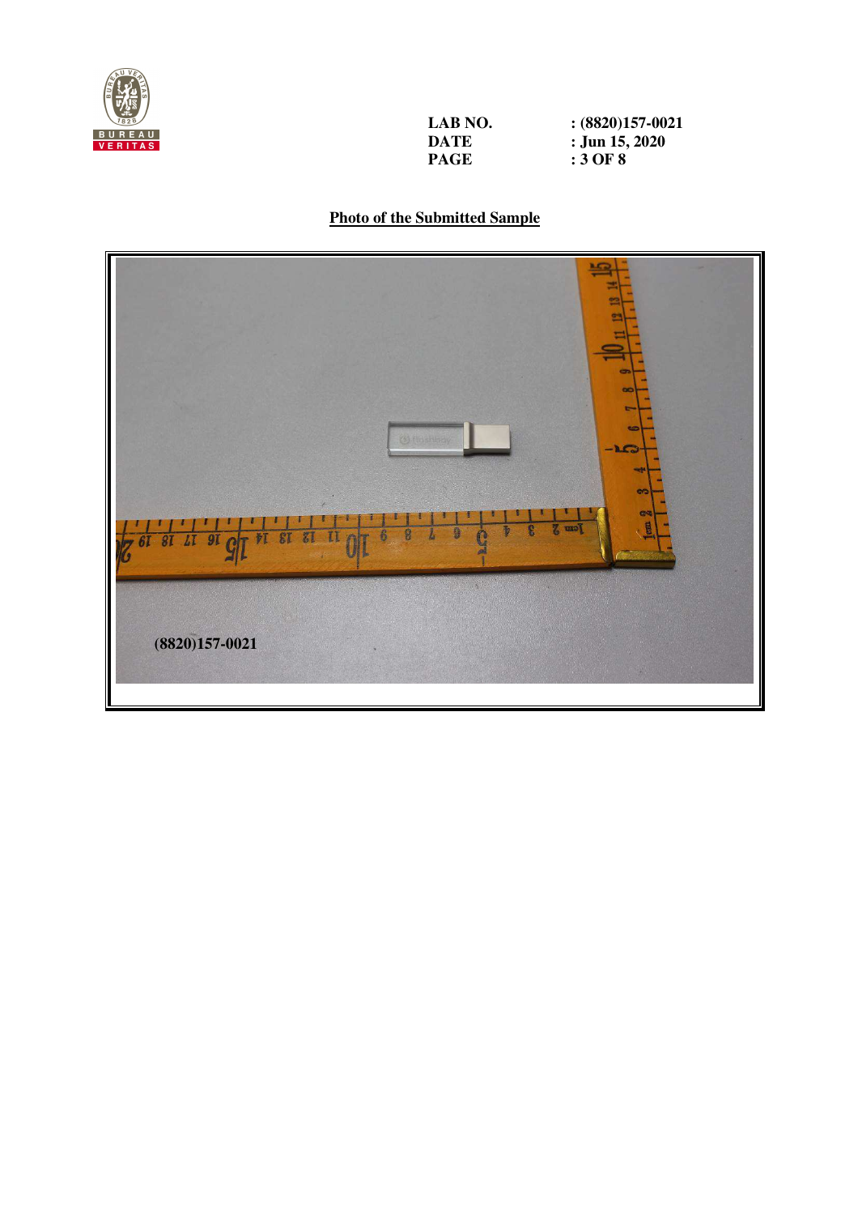LAB NO. : (8820)157-0021
DATE : Jun 15, 2020

## Photo of the Submitted Sample

(8820)157-0021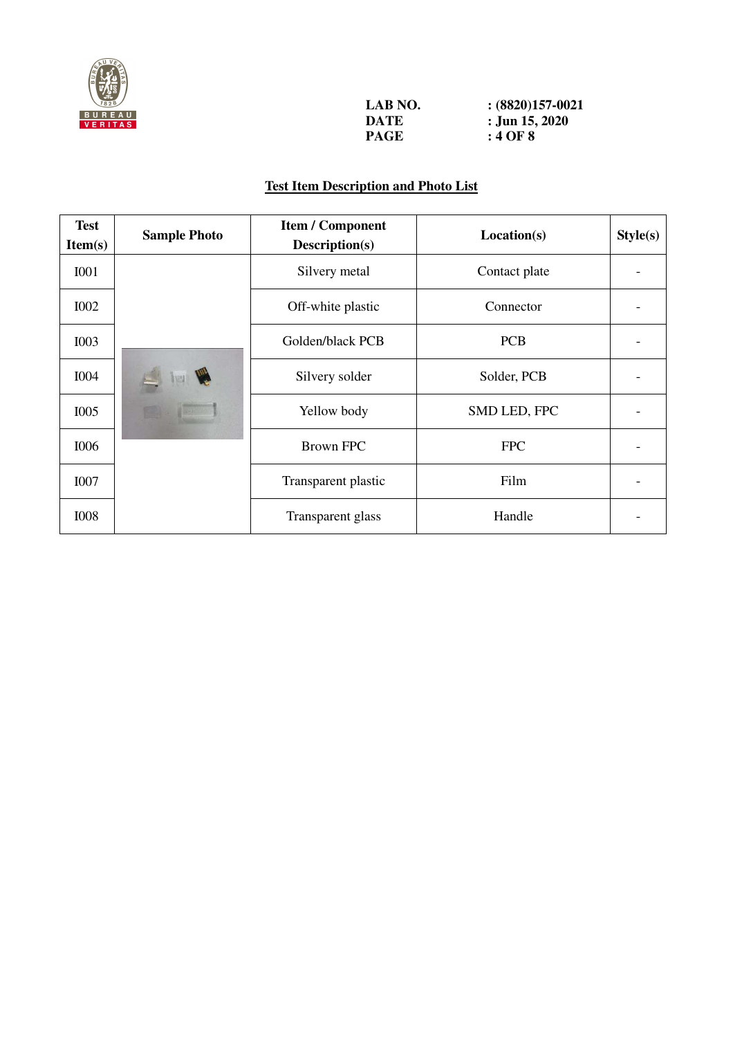**LAB NO.** : (8820)157-0021
**DATE** : Jun 15, 2020

## Test Item Description and Photo List

| Test Item(s) | Sample Photo | Item / Component Description(s) | Location(s) | Style(s) |
|---|---|---|---|---|
| I001 | | Silvery metal | Contact plate | - |
| I002 | | Off-white plastic | Connector | - |
| I003 | | Golden/black PCB | PCB | - |
| I004 | | Silvery solder | Solder, PCB | - |
| I005 | | Yellow body | SMD LED, FPC | - |
| I006 | | Brown FPC | FPC | - |
| I007 | | Transparent plastic | Film | - |
| I008 | | Transparent glass | Handle | - |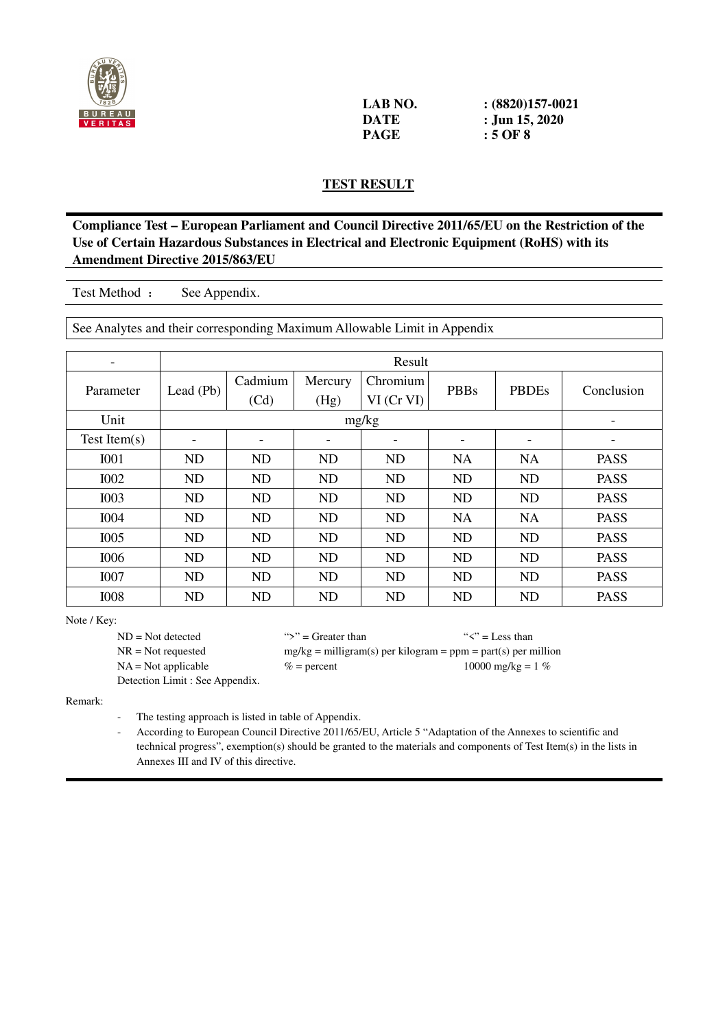LAB NO. : (8820)157-0021
DATE : Jun 15, 2020

## TEST RESULT

**Compliance Test – European Parliament and Council Directive 2011/65/EU on the Restriction of the Use of Certain Hazardous Substances in Electrical and Electronic Equipment (RoHS) with its Amendment Directive 2015/863/EU**

Test Method : See Appendix.

See Analytes and their corresponding Maximum Allowable Limit in Appendix

| - | Result | | | | | | |
|---|---|---|---|---|---|---|---|
| Parameter | Lead (Pb) | Cadmium (Cd) | Mercury (Hg) | Chromium VI (Cr VI) | PBBs | PBDEs | Conclusion |
| Unit | mg/kg | | | | | | - |
| Test Item(s) | - | - | - | - | - | - | - |
| I001 | ND | ND | ND | ND | NA | NA | PASS |
| I002 | ND | ND | ND | ND | ND | ND | PASS |
| I003 | ND | ND | ND | ND | ND | ND | PASS |
| I004 | ND | ND | ND | ND | NA | NA | PASS |
| I005 | ND | ND | ND | ND | ND | ND | PASS |
| I006 | ND | ND | ND | ND | ND | ND | PASS |
| I007 | ND | ND | ND | ND | ND | ND | PASS |
| I008 | ND | ND | ND | ND | ND | ND | PASS |

Note / Key:

ND = Not detected
NR = Not requested
NA = Not applicable
Detection Limit : See Appendix.

">" = Greater than
"<" = Less than
mg/kg = milligram(s) per kilogram = ppm = part(s) per million
% = percent
10000 mg/kg = 1 %

Remark:

- The testing approach is listed in table of Appendix.
- According to European Council Directive 2011/65/EU, Article 5 "Adaptation of the Annexes to scientific and technical progress", exemption(s) should be granted to the materials and components of Test Item(s) in the lists in Annexes III and IV of this directive.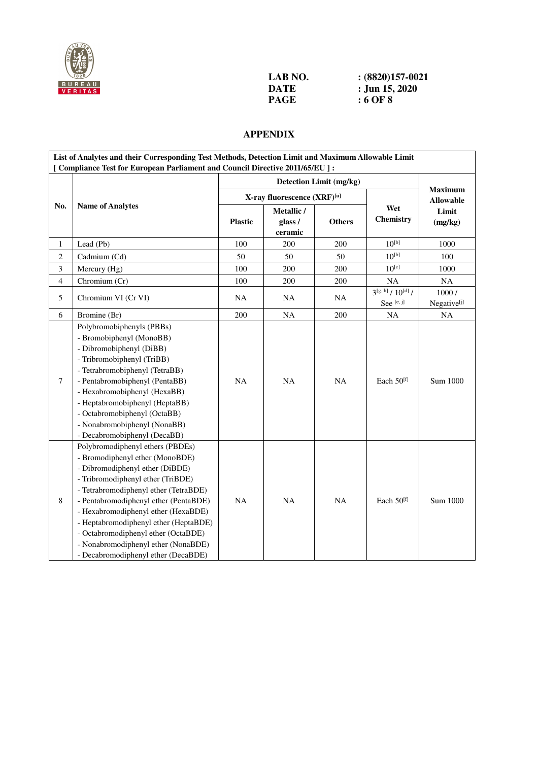LAB NO. : (8820)157-0021
DATE : Jun 15, 2020

## APPENDIX

**List of Analytes and their Corresponding Test Methods, Detection Limit and Maximum Allowable Limit**
**[ Compliance Test for European Parliament and Council Directive 2011/65/EU ] :**

| No. | Name of Analytes | Detection Limit (mg/kg) | | | | Maximum Allowable Limit (mg/kg) |
|---|---|---|---|---|---|---|
| | | X-ray fluorescence (XRF)[a] | | | Wet Chemistry | |
| | | Plastic | Metallic / glass / ceramic | Others | | |
| 1 | Lead (Pb) | 100 | 200 | 200 | 10[b] | 1000 |
| 2 | Cadmium (Cd) | 50 | 50 | 50 | 10[b] | 100 |
| 3 | Mercury (Hg) | 100 | 200 | 200 | 10[c] | 1000 |
| 4 | Chromium (Cr) | 100 | 200 | 200 | NA | NA |
| 5 | Chromium VI (Cr VI) | NA | NA | NA | 3[g, h] / 10[d] / See [e, j] | 1000 / Negative[j] |
| 6 | Bromine (Br) | 200 | NA | 200 | NA | NA |
| 7 | Polybromobiphenyls (PBBs)<br>- Bromobiphenyl (MonoBB)<br>- Dibromobiphenyl (DiBB)<br>- Tribromobiphenyl (TriBB)<br>- Tetrabromobiphenyl (TetraBB)<br>- Pentabromobiphenyl (PentaBB)<br>- Hexabromobiphenyl (HexaBB)<br>- Heptabromobiphenyl (HeptaBB)<br>- Octabromobiphenyl (OctaBB)<br>- Nonabromobiphenyl (NonaBB)<br>- Decabromobiphenyl (DecaBB) | NA | NA | NA | Each 50[f] | Sum 1000 |
| 8 | Polybromodiphenyl ethers (PBDEs)<br>- Bromodiphenyl ether (MonoBDE)<br>- Dibromodiphenyl ether (DiBDE)<br>- Tribromodiphenyl ether (TriBDE)<br>- Tetrabromodiphenyl ether (TetraBDE)<br>- Pentabromodiphenyl ether (PentaBDE)<br>- Hexabromodiphenyl ether (HexaBDE)<br>- Heptabromodiphenyl ether (HeptaBDE)<br>- Octabromodiphenyl ether (OctaBDE)<br>- Nonabromodiphenyl ether (NonaBDE)<br>- Decabromodiphenyl ether (DecaBDE) | NA | NA | NA | Each 50[f] | Sum 1000 |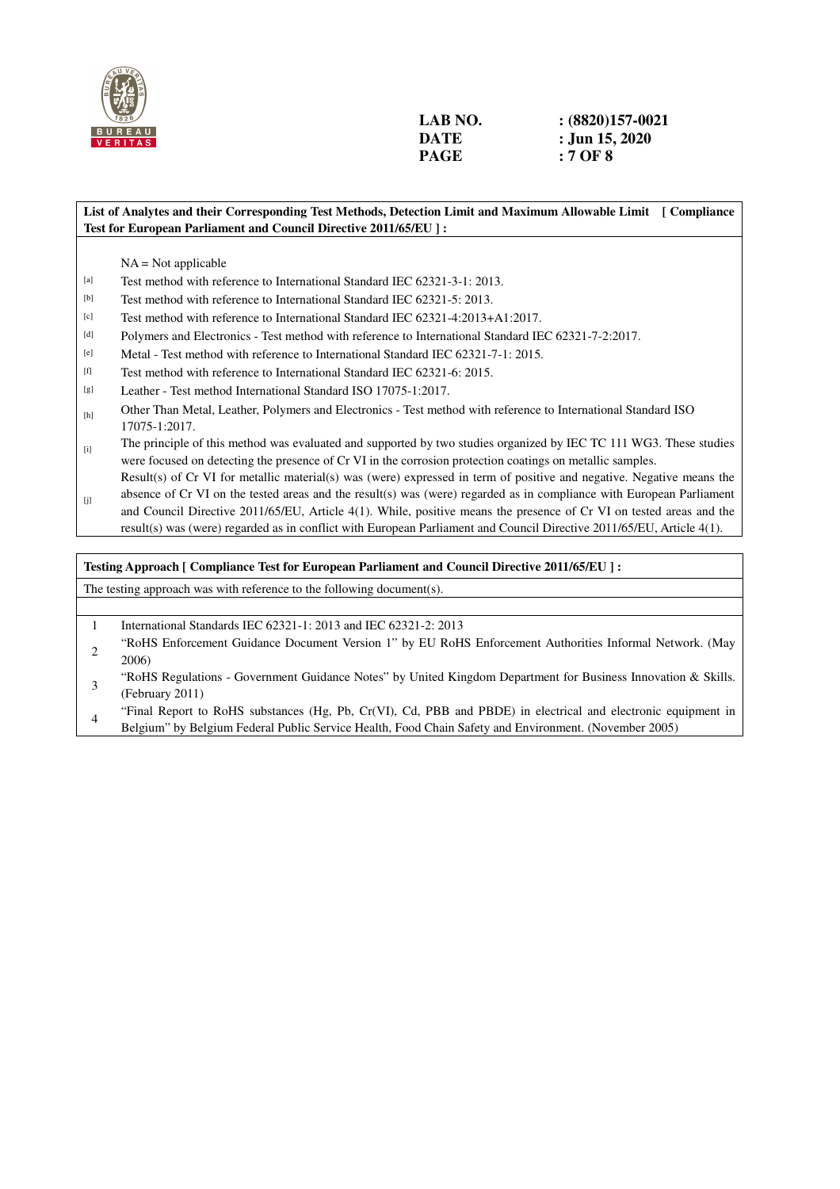**List of Analytes and their Corresponding Test Methods, Detection Limit and Maximum Allowable Limit [ Compliance Test for European Parliament and Council Directive 2011/65/EU ] :**

NA = Not applicable

[a] Test method with reference to International Standard IEC 62321-3-1: 2013.

[b] Test method with reference to International Standard IEC 62321-5: 2013.

[c] Test method with reference to International Standard IEC 62321-4:2013+A1:2017.

[d] Polymers and Electronics - Test method with reference to International Standard IEC 62321-7-2:2017.

[e] Metal - Test method with reference to International Standard IEC 62321-7-1: 2015.

[f] Test method with reference to International Standard IEC 62321-6: 2015.

[g] Leather - Test method International Standard ISO 17075-1:2017.

[h] Other Than Metal, Leather, Polymers and Electronics - Test method with reference to International Standard ISO 17075-1:2017.

[i] The principle of this method was evaluated and supported by two studies organized by IEC TC 111 WG3. These studies were focused on detecting the presence of Cr VI in the corrosion protection coatings on metallic samples.

[j] Result(s) of Cr VI for metallic material(s) was (were) expressed in term of positive and negative. Negative means the absence of Cr VI on the tested areas and the result(s) was (were) regarded as in compliance with European Parliament and Council Directive 2011/65/EU, Article 4(1). While, positive means the presence of Cr VI on tested areas and the result(s) was (were) regarded as in conflict with European Parliament and Council Directive 2011/65/EU, Article 4(1).

**Testing Approach [ Compliance Test for European Parliament and Council Directive 2011/65/EU ] :**

The testing approach was with reference to the following document(s).

1. International Standards IEC 62321-1: 2013 and IEC 62321-2: 2013
2. "RoHS Enforcement Guidance Document Version 1" by EU RoHS Enforcement Authorities Informal Network. (May 2006)
3. "RoHS Regulations - Government Guidance Notes" by United Kingdom Department for Business Innovation & Skills. (February 2011)
4. "Final Report to RoHS substances (Hg, Pb, Cr(VI), Cd, PBB and PBDE) in electrical and electronic equipment in Belgium" by Belgium Federal Public Service Health, Food Chain Safety and Environment. (November 2005)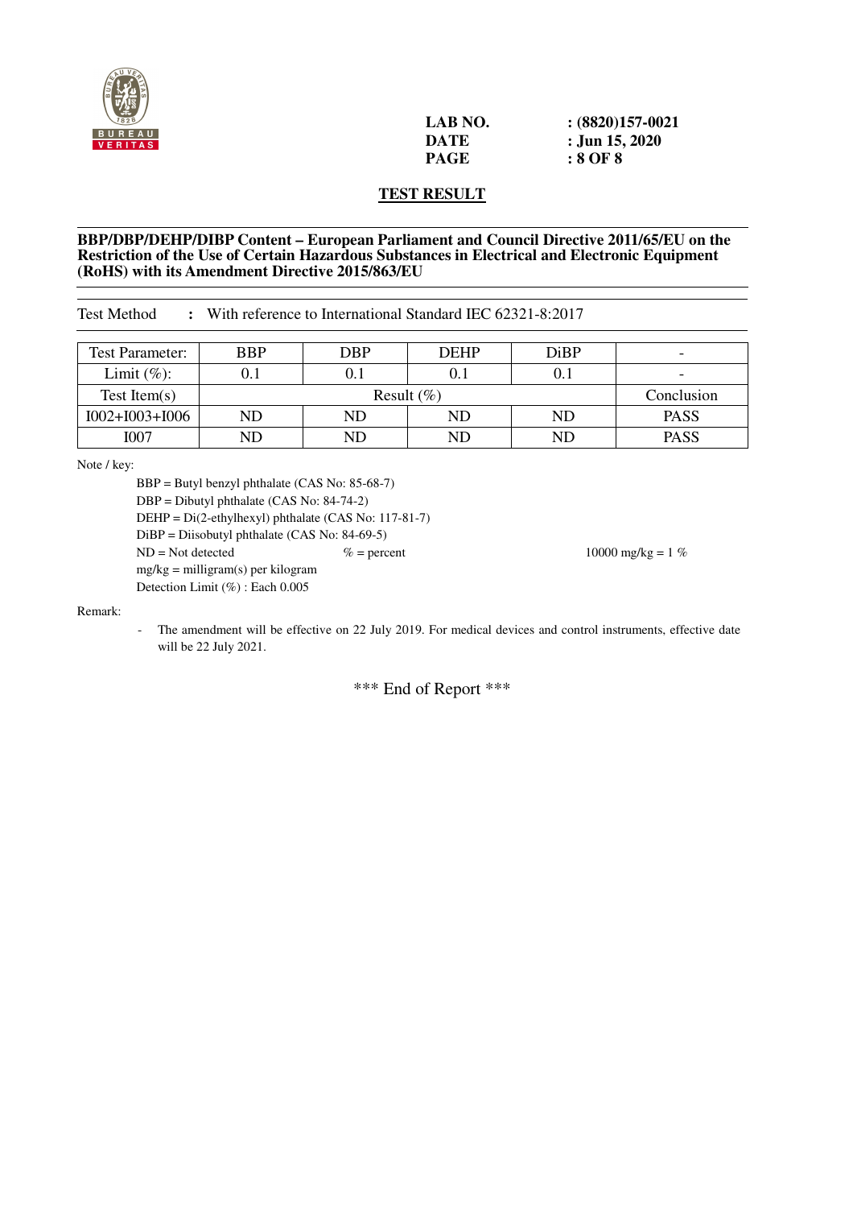**LAB NO.** : **(8820)157-0021**
**DATE** : **Jun 15, 2020**

## TEST RESULT

**BBP/DBP/DEHP/DIBP Content – European Parliament and Council Directive 2011/65/EU on the Restriction of the Use of Certain Hazardous Substances in Electrical and Electronic Equipment (RoHS) with its Amendment Directive 2015/863/EU**

Test Method : With reference to International Standard IEC 62321-8:2017

| Test Parameter: | BBP | DBP | DEHP | DiBP | - |
|---|---|---|---|---|---|
| Limit (%): | 0.1 | 0.1 | 0.1 | 0.1 | - |
| Test Item(s) | Result (%) | | | | Conclusion |
| I002+I003+I006 | ND | ND | ND | ND | PASS |
| I007 | ND | ND | ND | ND | PASS |

Note / key:

BBP = Butyl benzyl phthalate (CAS No: 85-68-7)
DBP = Dibutyl phthalate (CAS No: 84-74-2)
DEHP = Di(2-ethylhexyl) phthalate (CAS No: 117-81-7)
DiBP = Diisobutyl phthalate (CAS No: 84-69-5)
ND = Not detected    % = percent    10000 mg/kg = 1 %
mg/kg = milligram(s) per kilogram
Detection Limit (%) : Each 0.005

Remark:

- The amendment will be effective on 22 July 2019. For medical devices and control instruments, effective date will be 22 July 2021.

\*\*\* End of Report \*\*\*